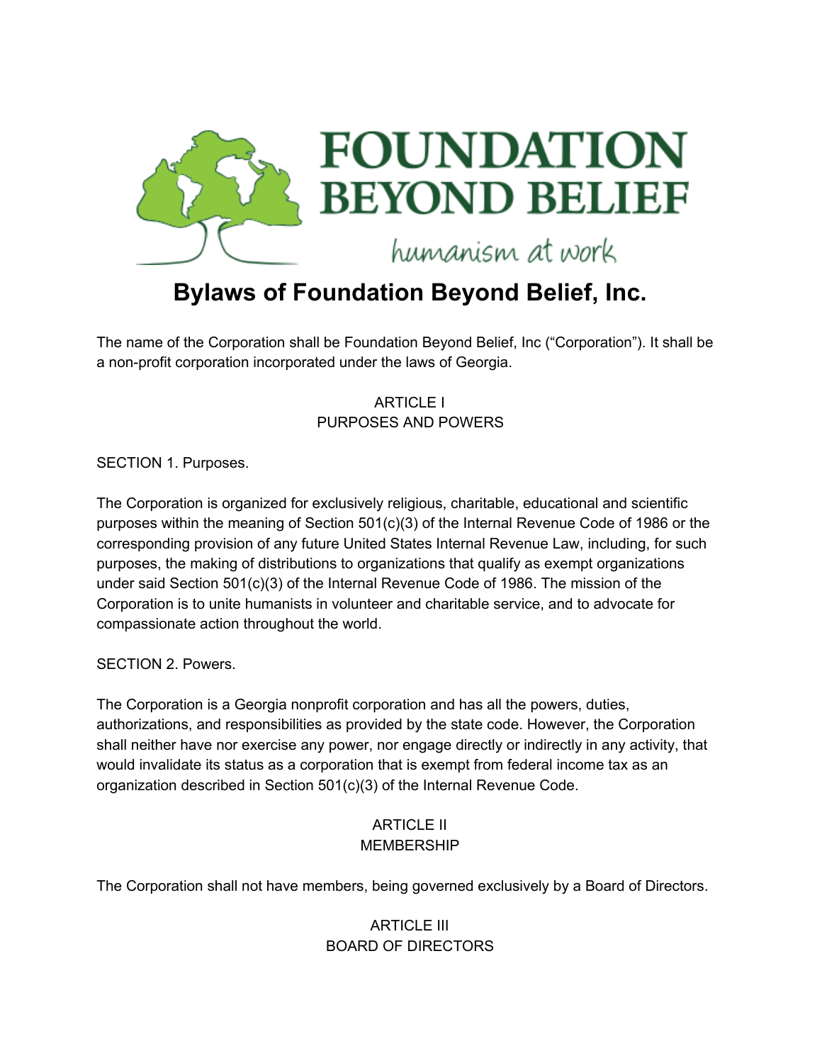FOUNDATION BEYOND BELIEF

*humanism at work*

# Bylaws of Foundation Beyond Belief, Inc.

The name of the Corporation shall be Foundation Beyond Belief, Inc ("Corporation"). It shall be a non-profit corporation incorporated under the laws of Georgia.

## ARTICLE I
## PURPOSES AND POWERS

SECTION 1. Purposes.

The Corporation is organized for exclusively religious, charitable, educational and scientific purposes within the meaning of Section 501(c)(3) of the Internal Revenue Code of 1986 or the corresponding provision of any future United States Internal Revenue Law, including, for such purposes, the making of distributions to organizations that qualify as exempt organizations under said Section 501(c)(3) of the Internal Revenue Code of 1986. The mission of the Corporation is to unite humanists in volunteer and charitable service, and to advocate for compassionate action throughout the world.

SECTION 2. Powers.

The Corporation is a Georgia nonprofit corporation and has all the powers, duties, authorizations, and responsibilities as provided by the state code. However, the Corporation shall neither have nor exercise any power, nor engage directly or indirectly in any activity, that would invalidate its status as a corporation that is exempt from federal income tax as an organization described in Section 501(c)(3) of the Internal Revenue Code.

## ARTICLE II
## MEMBERSHIP

The Corporation shall not have members, being governed exclusively by a Board of Directors.

## ARTICLE III
## BOARD OF DIRECTORS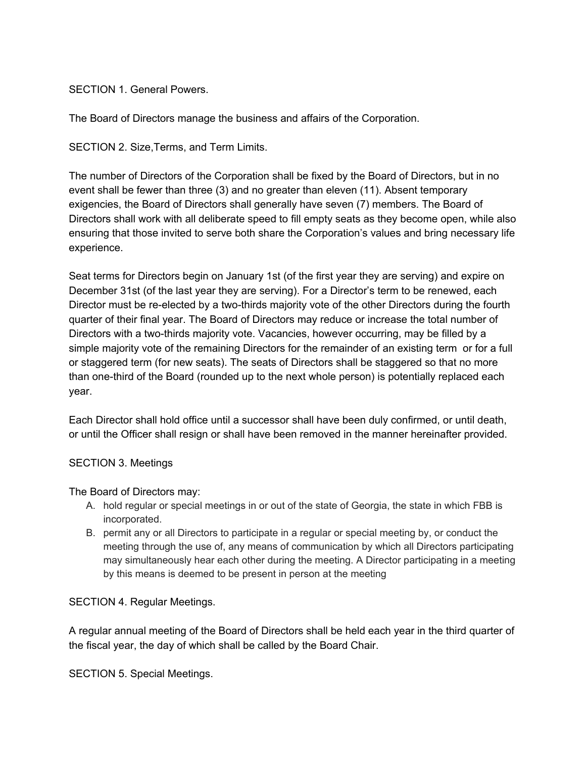SECTION 1. General Powers.

The Board of Directors manage the business and affairs of the Corporation.

SECTION 2. Size,Terms, and Term Limits.

The number of Directors of the Corporation shall be fixed by the Board of Directors, but in no event shall be fewer than three (3) and no greater than eleven (11). Absent temporary exigencies, the Board of Directors shall generally have seven (7) members. The Board of Directors shall work with all deliberate speed to fill empty seats as they become open, while also ensuring that those invited to serve both share the Corporation's values and bring necessary life experience.

Seat terms for Directors begin on January 1st (of the first year they are serving) and expire on December 31st (of the last year they are serving). For a Director's term to be renewed, each Director must be re-elected by a two-thirds majority vote of the other Directors during the fourth quarter of their final year. The Board of Directors may reduce or increase the total number of Directors with a two-thirds majority vote. Vacancies, however occurring, may be filled by a simple majority vote of the remaining Directors for the remainder of an existing term  or for a full or staggered term (for new seats). The seats of Directors shall be staggered so that no more than one-third of the Board (rounded up to the next whole person) is potentially replaced each year.

Each Director shall hold office until a successor shall have been duly confirmed, or until death, or until the Officer shall resign or shall have been removed in the manner hereinafter provided.

SECTION 3. Meetings

The Board of Directors may:

A. hold regular or special meetings in or out of the state of Georgia, the state in which FBB is incorporated.
B. permit any or all Directors to participate in a regular or special meeting by, or conduct the meeting through the use of, any means of communication by which all Directors participating may simultaneously hear each other during the meeting. A Director participating in a meeting by this means is deemed to be present in person at the meeting

SECTION 4. Regular Meetings.

A regular annual meeting of the Board of Directors shall be held each year in the third quarter of the fiscal year, the day of which shall be called by the Board Chair.

SECTION 5. Special Meetings.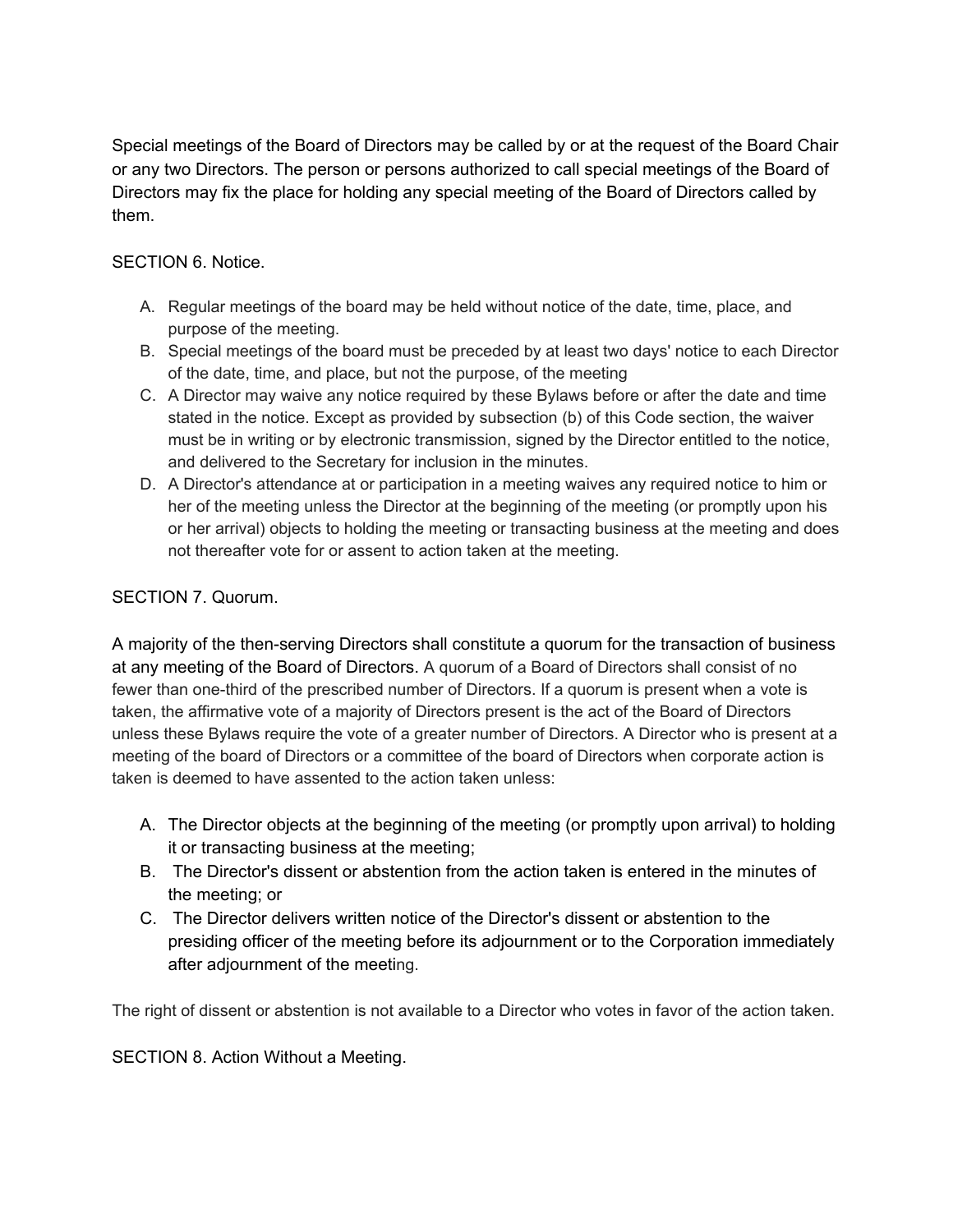Special meetings of the Board of Directors may be called by or at the request of the Board Chair or any two Directors. The person or persons authorized to call special meetings of the Board of Directors may fix the place for holding any special meeting of the Board of Directors called by them.

SECTION 6. Notice.

A. Regular meetings of the board may be held without notice of the date, time, place, and purpose of the meeting.
B. Special meetings of the board must be preceded by at least two days' notice to each Director of the date, time, and place, but not the purpose, of the meeting
C. A Director may waive any notice required by these Bylaws before or after the date and time stated in the notice. Except as provided by subsection (b) of this Code section, the waiver must be in writing or by electronic transmission, signed by the Director entitled to the notice, and delivered to the Secretary for inclusion in the minutes.
D. A Director's attendance at or participation in a meeting waives any required notice to him or her of the meeting unless the Director at the beginning of the meeting (or promptly upon his or her arrival) objects to holding the meeting or transacting business at the meeting and does not thereafter vote for or assent to action taken at the meeting.

SECTION 7. Quorum.

A majority of the then-serving Directors shall constitute a quorum for the transaction of business at any meeting of the Board of Directors. A quorum of a Board of Directors shall consist of no fewer than one-third of the prescribed number of Directors. If a quorum is present when a vote is taken, the affirmative vote of a majority of Directors present is the act of the Board of Directors unless these Bylaws require the vote of a greater number of Directors. A Director who is present at a meeting of the board of Directors or a committee of the board of Directors when corporate action is taken is deemed to have assented to the action taken unless:

A. The Director objects at the beginning of the meeting (or promptly upon arrival) to holding it or transacting business at the meeting;
B. The Director's dissent or abstention from the action taken is entered in the minutes of the meeting; or
C. The Director delivers written notice of the Director's dissent or abstention to the presiding officer of the meeting before its adjournment or to the Corporation immediately after adjournment of the meeting.

The right of dissent or abstention is not available to a Director who votes in favor of the action taken.

SECTION 8. Action Without a Meeting.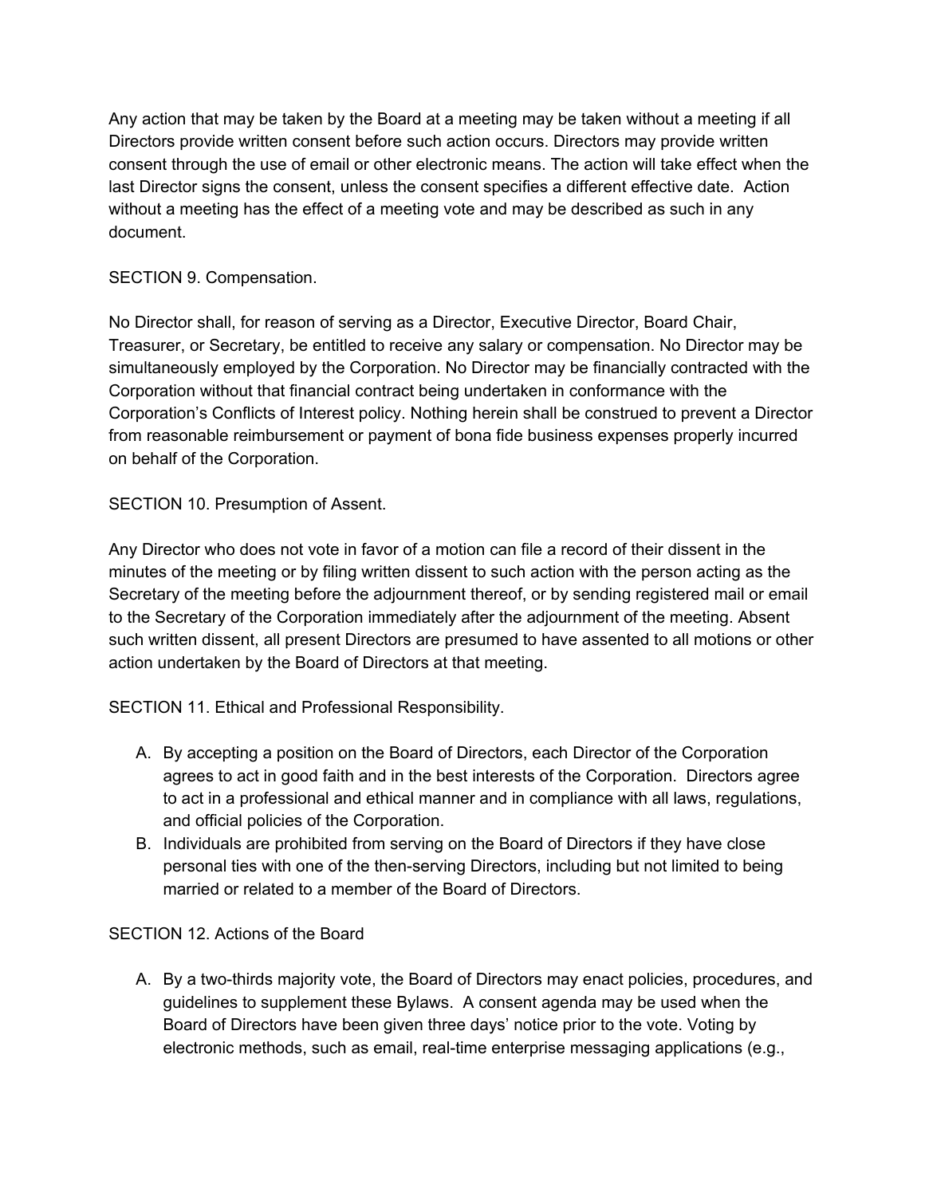Any action that may be taken by the Board at a meeting may be taken without a meeting if all Directors provide written consent before such action occurs. Directors may provide written consent through the use of email or other electronic means. The action will take effect when the last Director signs the consent, unless the consent specifies a different effective date. Action without a meeting has the effect of a meeting vote and may be described as such in any document.

SECTION 9. Compensation.

No Director shall, for reason of serving as a Director, Executive Director, Board Chair, Treasurer, or Secretary, be entitled to receive any salary or compensation. No Director may be simultaneously employed by the Corporation. No Director may be financially contracted with the Corporation without that financial contract being undertaken in conformance with the Corporation's Conflicts of Interest policy. Nothing herein shall be construed to prevent a Director from reasonable reimbursement or payment of bona fide business expenses properly incurred on behalf of the Corporation.

SECTION 10. Presumption of Assent.

Any Director who does not vote in favor of a motion can file a record of their dissent in the minutes of the meeting or by filing written dissent to such action with the person acting as the Secretary of the meeting before the adjournment thereof, or by sending registered mail or email to the Secretary of the Corporation immediately after the adjournment of the meeting. Absent such written dissent, all present Directors are presumed to have assented to all motions or other action undertaken by the Board of Directors at that meeting.

SECTION 11. Ethical and Professional Responsibility.

A. By accepting a position on the Board of Directors, each Director of the Corporation agrees to act in good faith and in the best interests of the Corporation. Directors agree to act in a professional and ethical manner and in compliance with all laws, regulations, and official policies of the Corporation.
B. Individuals are prohibited from serving on the Board of Directors if they have close personal ties with one of the then-serving Directors, including but not limited to being married or related to a member of the Board of Directors.

SECTION 12. Actions of the Board

A. By a two-thirds majority vote, the Board of Directors may enact policies, procedures, and guidelines to supplement these Bylaws. A consent agenda may be used when the Board of Directors have been given three days' notice prior to the vote. Voting by electronic methods, such as email, real-time enterprise messaging applications (e.g.,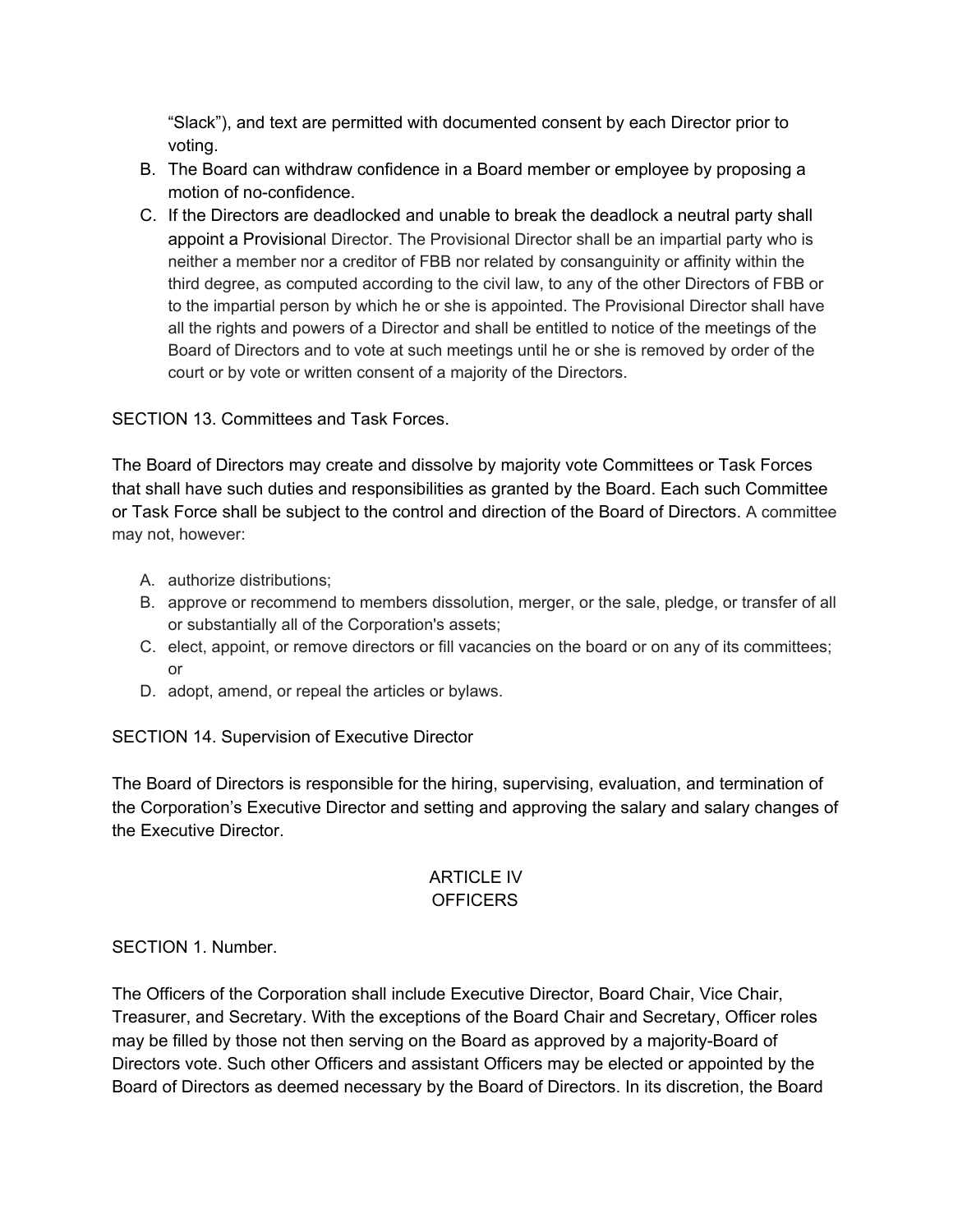"Slack"), and text are permitted with documented consent by each Director prior to voting.

B. The Board can withdraw confidence in a Board member or employee by proposing a motion of no-confidence.

C. If the Directors are deadlocked and unable to break the deadlock a neutral party shall appoint a Provisional Director. The Provisional Director shall be an impartial party who is neither a member nor a creditor of FBB nor related by consanguinity or affinity within the third degree, as computed according to the civil law, to any of the other Directors of FBB or to the impartial person by which he or she is appointed. The Provisional Director shall have all the rights and powers of a Director and shall be entitled to notice of the meetings of the Board of Directors and to vote at such meetings until he or she is removed by order of the court or by vote or written consent of a majority of the Directors.

SECTION 13. Committees and Task Forces.

The Board of Directors may create and dissolve by majority vote Committees or Task Forces that shall have such duties and responsibilities as granted by the Board. Each such Committee or Task Force shall be subject to the control and direction of the Board of Directors. A committee may not, however:

A. authorize distributions;
B. approve or recommend to members dissolution, merger, or the sale, pledge, or transfer of all or substantially all of the Corporation's assets;
C. elect, appoint, or remove directors or fill vacancies on the board or on any of its committees; or
D. adopt, amend, or repeal the articles or bylaws.

SECTION 14. Supervision of Executive Director

The Board of Directors is responsible for the hiring, supervising, evaluation, and termination of the Corporation's Executive Director and setting and approving the salary and salary changes of the Executive Director.

## ARTICLE IV
## OFFICERS

SECTION 1. Number.

The Officers of the Corporation shall include Executive Director, Board Chair, Vice Chair, Treasurer, and Secretary. With the exceptions of the Board Chair and Secretary, Officer roles may be filled by those not then serving on the Board as approved by a majority-Board of Directors vote. Such other Officers and assistant Officers may be elected or appointed by the Board of Directors as deemed necessary by the Board of Directors. In its discretion, the Board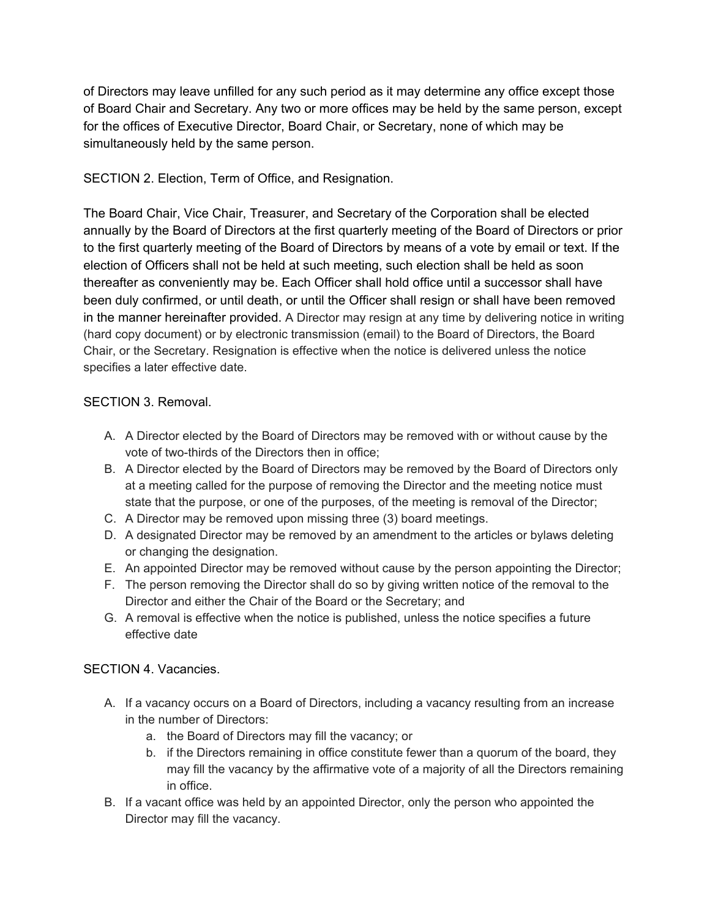of Directors may leave unfilled for any such period as it may determine any office except those of Board Chair and Secretary. Any two or more offices may be held by the same person, except for the offices of Executive Director, Board Chair, or Secretary, none of which may be simultaneously held by the same person.

SECTION 2. Election, Term of Office, and Resignation.

The Board Chair, Vice Chair, Treasurer, and Secretary of the Corporation shall be elected annually by the Board of Directors at the first quarterly meeting of the Board of Directors or prior to the first quarterly meeting of the Board of Directors by means of a vote by email or text. If the election of Officers shall not be held at such meeting, such election shall be held as soon thereafter as conveniently may be. Each Officer shall hold office until a successor shall have been duly confirmed, or until death, or until the Officer shall resign or shall have been removed in the manner hereinafter provided. A Director may resign at any time by delivering notice in writing (hard copy document) or by electronic transmission (email) to the Board of Directors, the Board Chair, or the Secretary. Resignation is effective when the notice is delivered unless the notice specifies a later effective date.

SECTION 3. Removal.

A. A Director elected by the Board of Directors may be removed with or without cause by the vote of two-thirds of the Directors then in office;
B. A Director elected by the Board of Directors may be removed by the Board of Directors only at a meeting called for the purpose of removing the Director and the meeting notice must state that the purpose, or one of the purposes, of the meeting is removal of the Director;
C. A Director may be removed upon missing three (3) board meetings.
D. A designated Director may be removed by an amendment to the articles or bylaws deleting or changing the designation.
E. An appointed Director may be removed without cause by the person appointing the Director;
F. The person removing the Director shall do so by giving written notice of the removal to the Director and either the Chair of the Board or the Secretary; and
G. A removal is effective when the notice is published, unless the notice specifies a future effective date

SECTION 4. Vacancies.

A. If a vacancy occurs on a Board of Directors, including a vacancy resulting from an increase in the number of Directors:
    a. the Board of Directors may fill the vacancy; or
    b. if the Directors remaining in office constitute fewer than a quorum of the board, they may fill the vacancy by the affirmative vote of a majority of all the Directors remaining in office.
B. If a vacant office was held by an appointed Director, only the person who appointed the Director may fill the vacancy.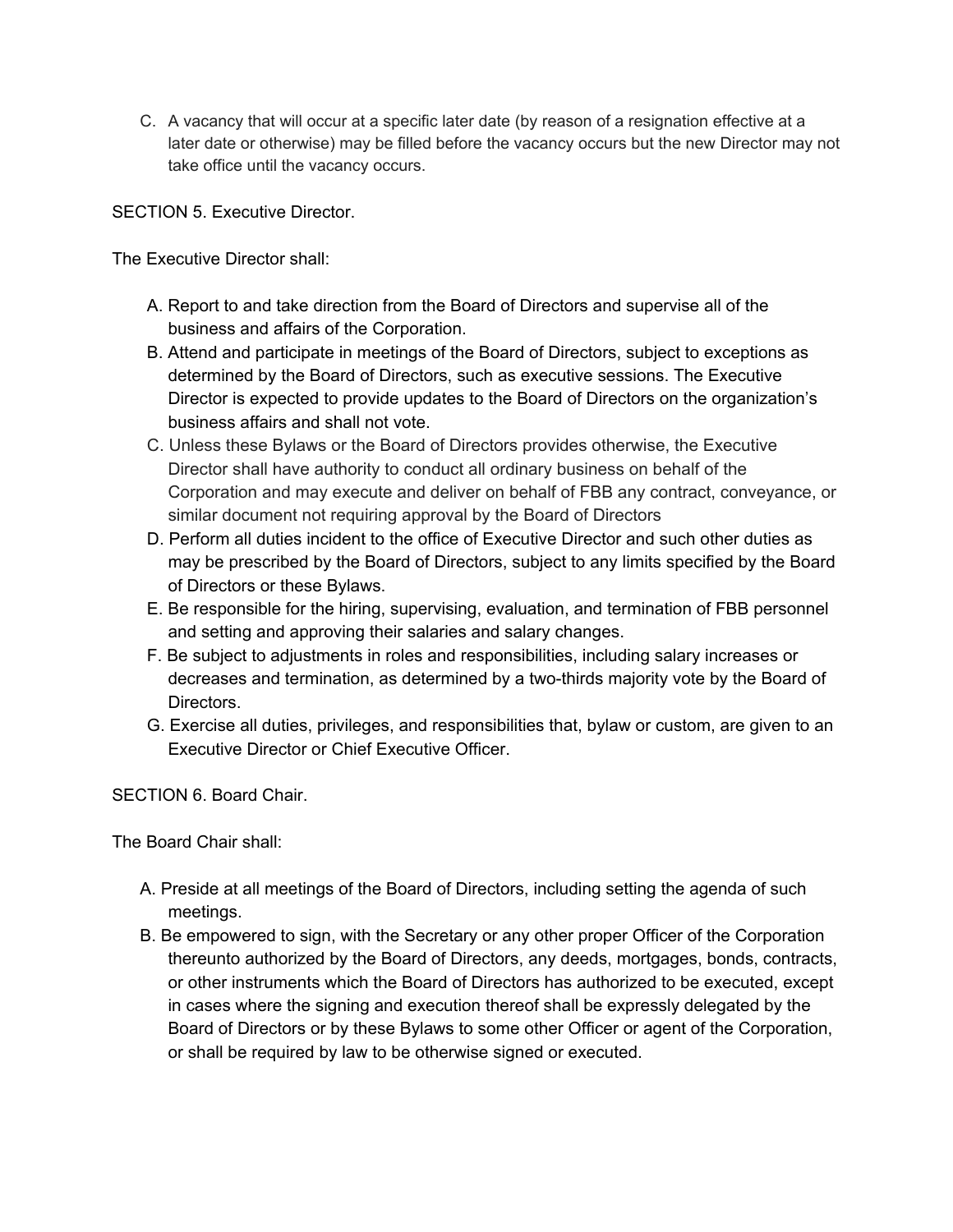C. A vacancy that will occur at a specific later date (by reason of a resignation effective at a later date or otherwise) may be filled before the vacancy occurs but the new Director may not take office until the vacancy occurs.

SECTION 5. Executive Director.

The Executive Director shall:

A. Report to and take direction from the Board of Directors and supervise all of the business and affairs of the Corporation.
B. Attend and participate in meetings of the Board of Directors, subject to exceptions as determined by the Board of Directors, such as executive sessions. The Executive Director is expected to provide updates to the Board of Directors on the organization's business affairs and shall not vote.
C. Unless these Bylaws or the Board of Directors provides otherwise, the Executive Director shall have authority to conduct all ordinary business on behalf of the Corporation and may execute and deliver on behalf of FBB any contract, conveyance, or similar document not requiring approval by the Board of Directors
D. Perform all duties incident to the office of Executive Director and such other duties as may be prescribed by the Board of Directors, subject to any limits specified by the Board of Directors or these Bylaws.
E. Be responsible for the hiring, supervising, evaluation, and termination of FBB personnel and setting and approving their salaries and salary changes.
F. Be subject to adjustments in roles and responsibilities, including salary increases or decreases and termination, as determined by a two-thirds majority vote by the Board of Directors.
G. Exercise all duties, privileges, and responsibilities that, bylaw or custom, are given to an Executive Director or Chief Executive Officer.

SECTION 6. Board Chair.

The Board Chair shall:

A. Preside at all meetings of the Board of Directors, including setting the agenda of such meetings.
B. Be empowered to sign, with the Secretary or any other proper Officer of the Corporation thereunto authorized by the Board of Directors, any deeds, mortgages, bonds, contracts, or other instruments which the Board of Directors has authorized to be executed, except in cases where the signing and execution thereof shall be expressly delegated by the Board of Directors or by these Bylaws to some other Officer or agent of the Corporation, or shall be required by law to be otherwise signed or executed.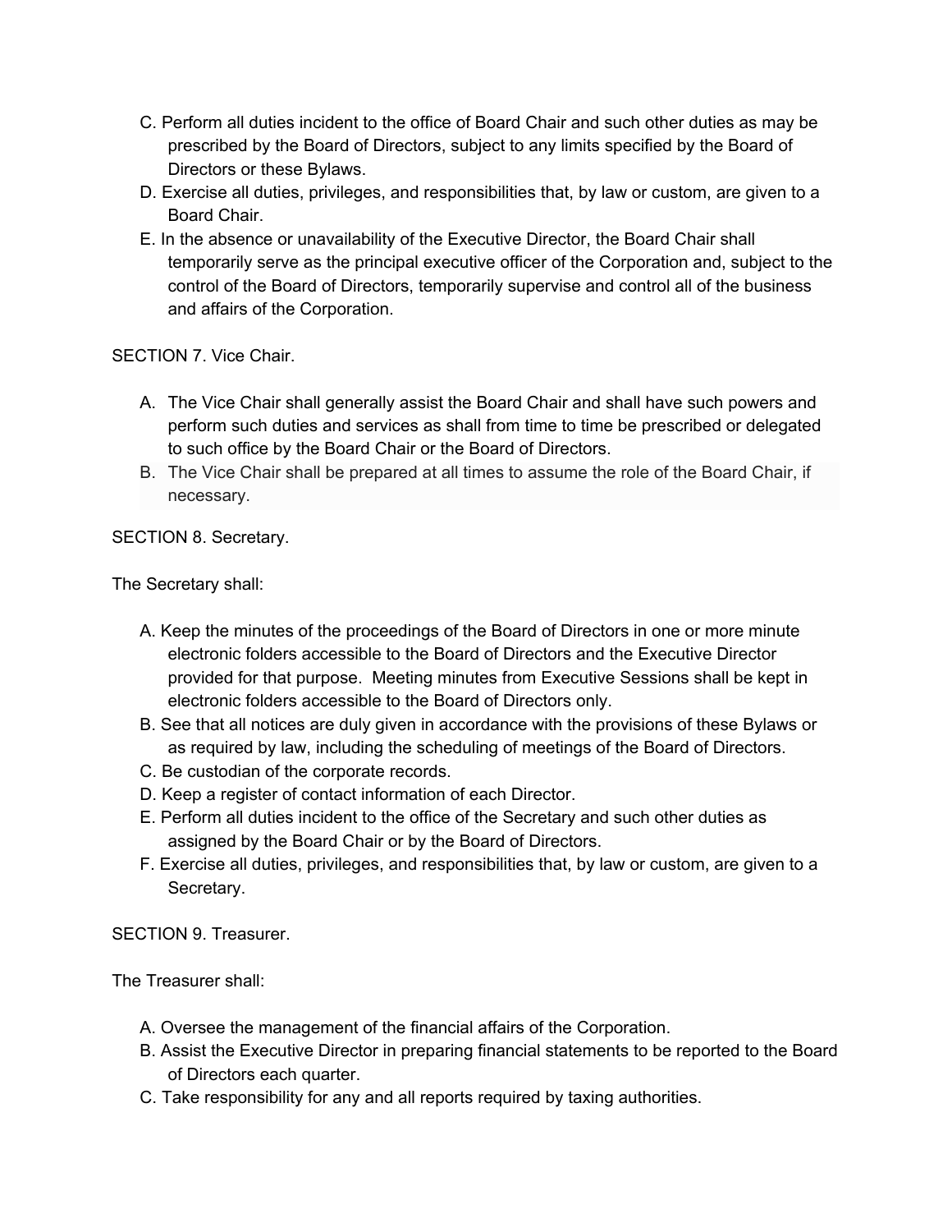C. Perform all duties incident to the office of Board Chair and such other duties as may be prescribed by the Board of Directors, subject to any limits specified by the Board of Directors or these Bylaws.

D. Exercise all duties, privileges, and responsibilities that, by law or custom, are given to a Board Chair.

E. In the absence or unavailability of the Executive Director, the Board Chair shall temporarily serve as the principal executive officer of the Corporation and, subject to the control of the Board of Directors, temporarily supervise and control all of the business and affairs of the Corporation.

SECTION 7. Vice Chair.

A. The Vice Chair shall generally assist the Board Chair and shall have such powers and perform such duties and services as shall from time to time be prescribed or delegated to such office by the Board Chair or the Board of Directors.

B. The Vice Chair shall be prepared at all times to assume the role of the Board Chair, if necessary.

SECTION 8. Secretary.

The Secretary shall:

A. Keep the minutes of the proceedings of the Board of Directors in one or more minute electronic folders accessible to the Board of Directors and the Executive Director provided for that purpose. Meeting minutes from Executive Sessions shall be kept in electronic folders accessible to the Board of Directors only.

B. See that all notices are duly given in accordance with the provisions of these Bylaws or as required by law, including the scheduling of meetings of the Board of Directors.

C. Be custodian of the corporate records.

D. Keep a register of contact information of each Director.

E. Perform all duties incident to the office of the Secretary and such other duties as assigned by the Board Chair or by the Board of Directors.

F. Exercise all duties, privileges, and responsibilities that, by law or custom, are given to a Secretary.

SECTION 9. Treasurer.

The Treasurer shall:

A. Oversee the management of the financial affairs of the Corporation.

B. Assist the Executive Director in preparing financial statements to be reported to the Board of Directors each quarter.

C. Take responsibility for any and all reports required by taxing authorities.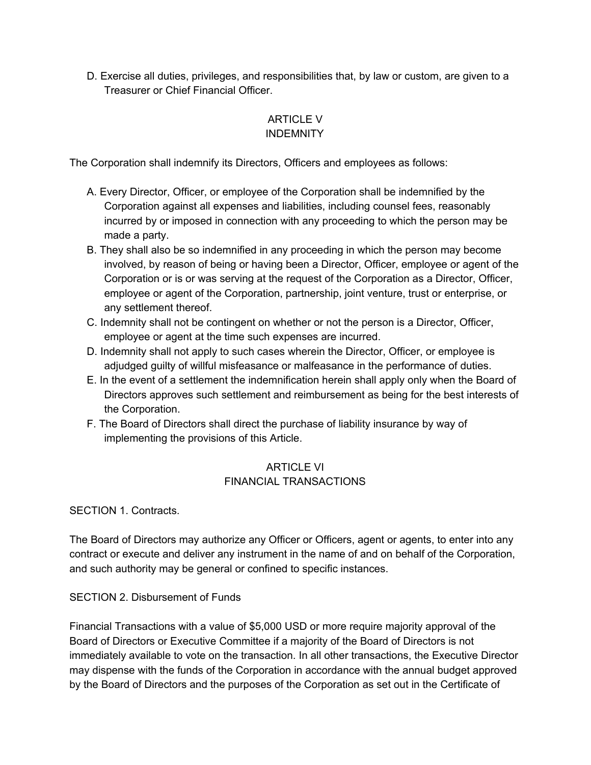D. Exercise all duties, privileges, and responsibilities that, by law or custom, are given to a Treasurer or Chief Financial Officer.

## ARTICLE V
## INDEMNITY

The Corporation shall indemnify its Directors, Officers and employees as follows:

A. Every Director, Officer, or employee of the Corporation shall be indemnified by the Corporation against all expenses and liabilities, including counsel fees, reasonably incurred by or imposed in connection with any proceeding to which the person may be made a party.

B. They shall also be so indemnified in any proceeding in which the person may become involved, by reason of being or having been a Director, Officer, employee or agent of the Corporation or is or was serving at the request of the Corporation as a Director, Officer, employee or agent of the Corporation, partnership, joint venture, trust or enterprise, or any settlement thereof.

C. Indemnity shall not be contingent on whether or not the person is a Director, Officer, employee or agent at the time such expenses are incurred.

D. Indemnity shall not apply to such cases wherein the Director, Officer, or employee is adjudged guilty of willful misfeasance or malfeasance in the performance of duties.

E. In the event of a settlement the indemnification herein shall apply only when the Board of Directors approves such settlement and reimbursement as being for the best interests of the Corporation.

F. The Board of Directors shall direct the purchase of liability insurance by way of implementing the provisions of this Article.

## ARTICLE VI
## FINANCIAL TRANSACTIONS

SECTION 1. Contracts.

The Board of Directors may authorize any Officer or Officers, agent or agents, to enter into any contract or execute and deliver any instrument in the name of and on behalf of the Corporation, and such authority may be general or confined to specific instances.

SECTION 2. Disbursement of Funds

Financial Transactions with a value of $5,000 USD or more require majority approval of the Board of Directors or Executive Committee if a majority of the Board of Directors is not immediately available to vote on the transaction. In all other transactions, the Executive Director may dispense with the funds of the Corporation in accordance with the annual budget approved by the Board of Directors and the purposes of the Corporation as set out in the Certificate of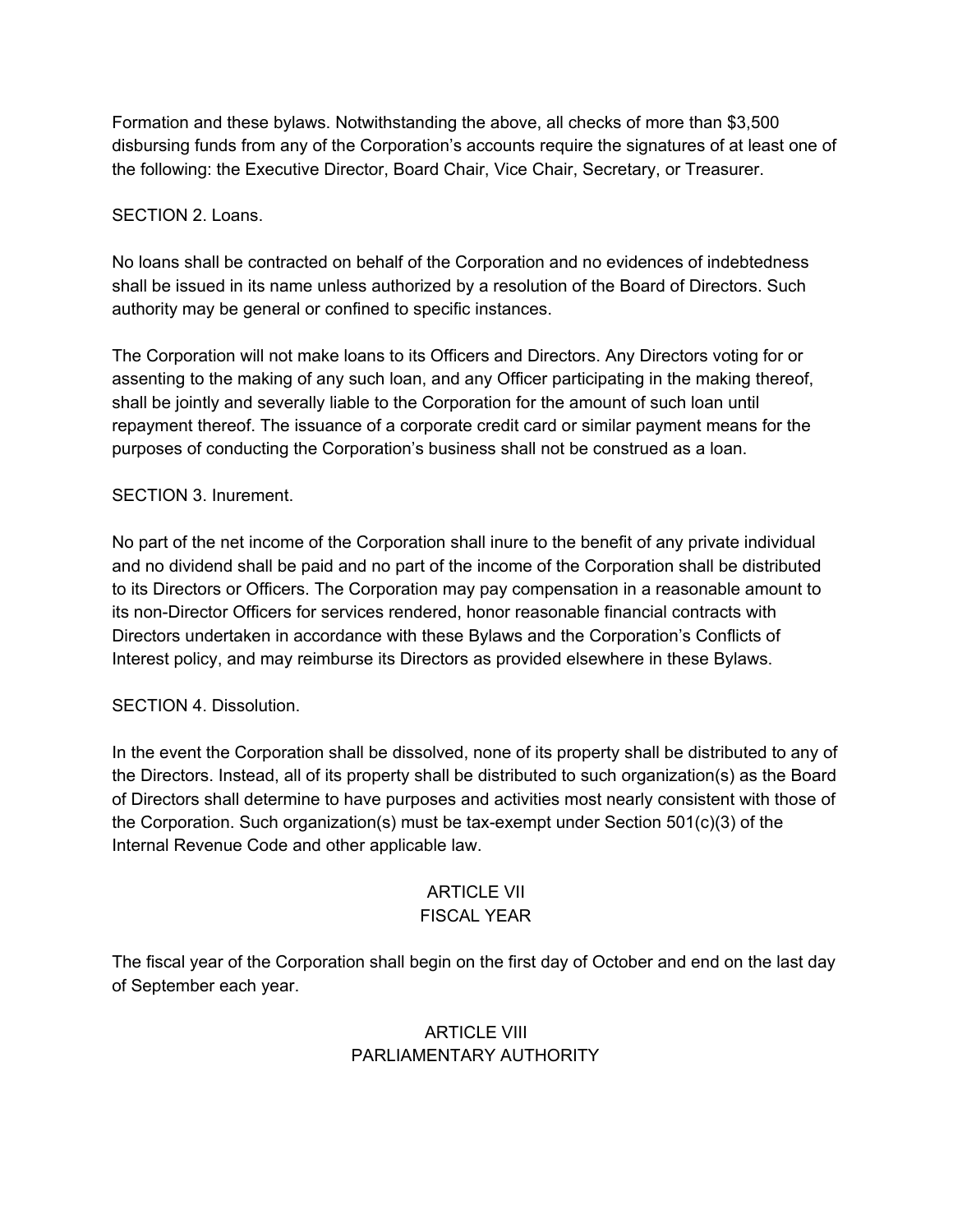Formation and these bylaws. Notwithstanding the above, all checks of more than $3,500 disbursing funds from any of the Corporation's accounts require the signatures of at least one of the following: the Executive Director, Board Chair, Vice Chair, Secretary, or Treasurer.

SECTION 2. Loans.

No loans shall be contracted on behalf of the Corporation and no evidences of indebtedness shall be issued in its name unless authorized by a resolution of the Board of Directors. Such authority may be general or confined to specific instances.

The Corporation will not make loans to its Officers and Directors. Any Directors voting for or assenting to the making of any such loan, and any Officer participating in the making thereof, shall be jointly and severally liable to the Corporation for the amount of such loan until repayment thereof. The issuance of a corporate credit card or similar payment means for the purposes of conducting the Corporation's business shall not be construed as a loan.

SECTION 3. Inurement.

No part of the net income of the Corporation shall inure to the benefit of any private individual and no dividend shall be paid and no part of the income of the Corporation shall be distributed to its Directors or Officers. The Corporation may pay compensation in a reasonable amount to its non-Director Officers for services rendered, honor reasonable financial contracts with Directors undertaken in accordance with these Bylaws and the Corporation's Conflicts of Interest policy, and may reimburse its Directors as provided elsewhere in these Bylaws.

SECTION 4. Dissolution.

In the event the Corporation shall be dissolved, none of its property shall be distributed to any of the Directors. Instead, all of its property shall be distributed to such organization(s) as the Board of Directors shall determine to have purposes and activities most nearly consistent with those of the Corporation. Such organization(s) must be tax-exempt under Section 501(c)(3) of the Internal Revenue Code and other applicable law.

## ARTICLE VII
## FISCAL YEAR

The fiscal year of the Corporation shall begin on the first day of October and end on the last day of September each year.

## ARTICLE VIII
## PARLIAMENTARY AUTHORITY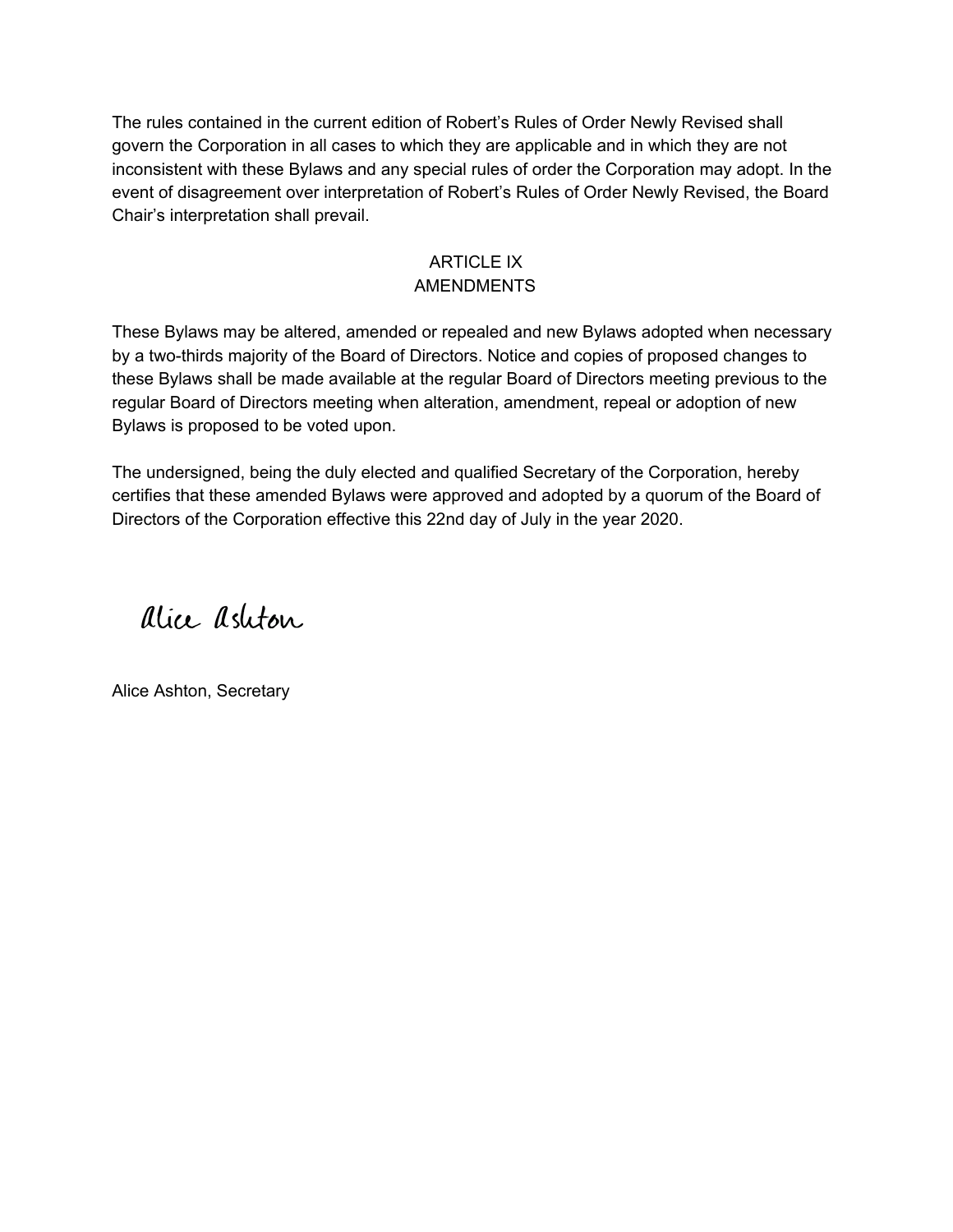The rules contained in the current edition of Robert's Rules of Order Newly Revised shall govern the Corporation in all cases to which they are applicable and in which they are not inconsistent with these Bylaws and any special rules of order the Corporation may adopt. In the event of disagreement over interpretation of Robert's Rules of Order Newly Revised, the Board Chair's interpretation shall prevail.

## ARTICLE IX
## AMENDMENTS

These Bylaws may be altered, amended or repealed and new Bylaws adopted when necessary by a two-thirds majority of the Board of Directors. Notice and copies of proposed changes to these Bylaws shall be made available at the regular Board of Directors meeting previous to the regular Board of Directors meeting when alteration, amendment, repeal or adoption of new Bylaws is proposed to be voted upon.

The undersigned, being the duly elected and qualified Secretary of the Corporation, hereby certifies that these amended Bylaws were approved and adopted by a quorum of the Board of Directors of the Corporation effective this 22nd day of July in the year 2020.

Alice Ashton

Alice Ashton, Secretary